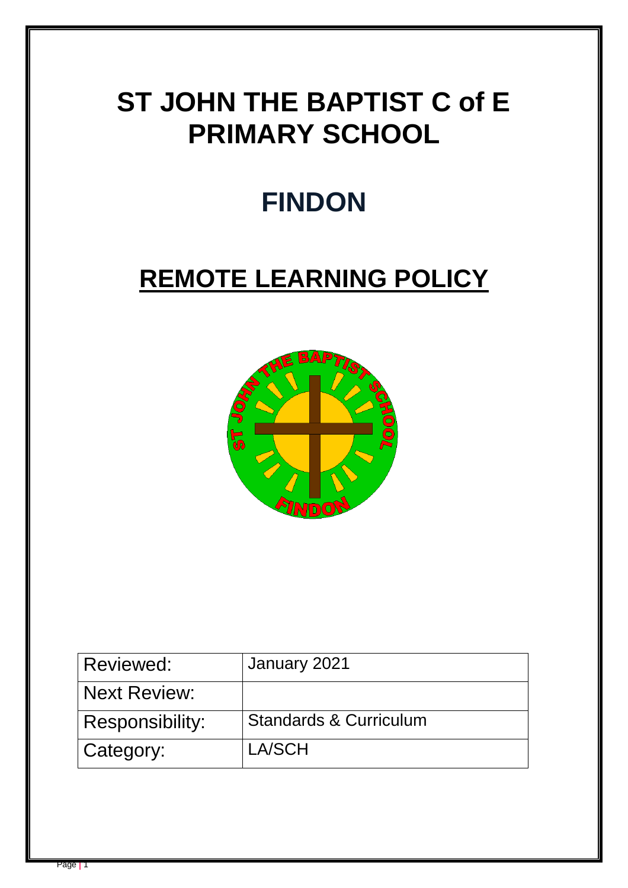# ST JOHN THE BAPTIST C of E PRIMARY SCHOOL

# FINDON

# REMOTE LEARNING POLICY

| Reviewed: | January 2021 |
| --- | --- |
| Next Review: | |
| Responsibility: | Standards & Curriculum |
| Category: | LA/SCH |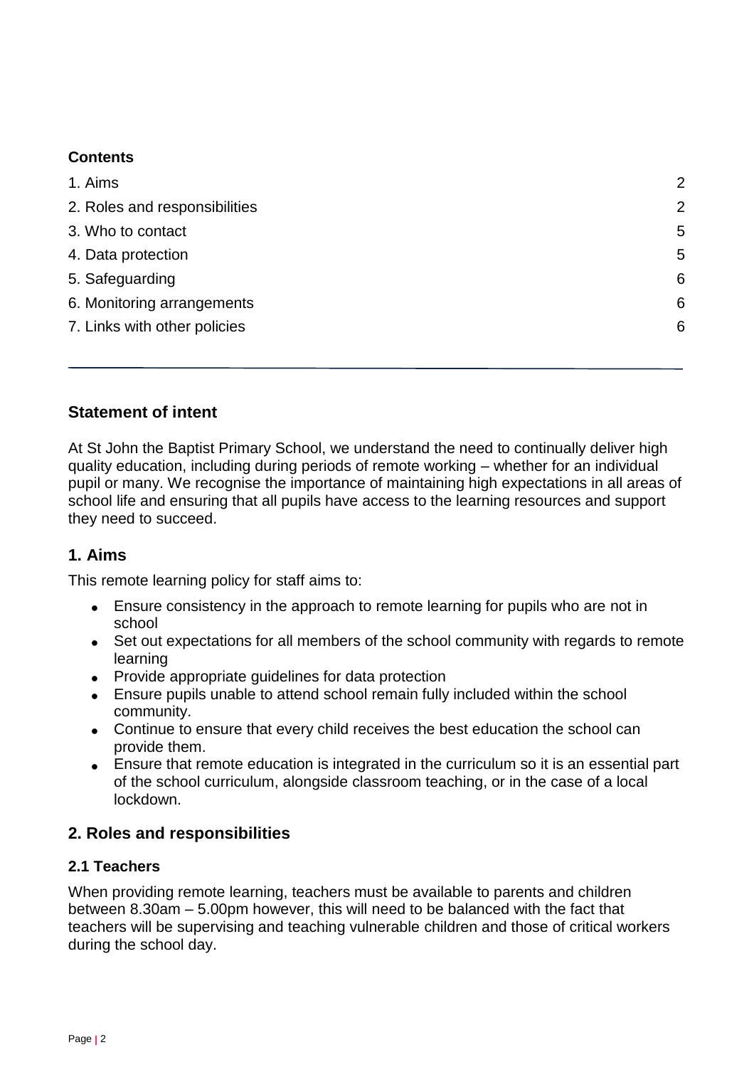**Contents**

| | |
|---|---|
| 1. Aims | 2 |
| 2. Roles and responsibilities | 2 |
| 3. Who to contact | 5 |
| 4. Data protection | 5 |
| 5. Safeguarding | 6 |
| 6. Monitoring arrangements | 6 |
| 7. Links with other policies | 6 |

---

## Statement of intent

At St John the Baptist Primary School, we understand the need to continually deliver high quality education, including during periods of remote working – whether for an individual pupil or many. We recognise the importance of maintaining high expectations in all areas of school life and ensuring that all pupils have access to the learning resources and support they need to succeed.

## 1. Aims

This remote learning policy for staff aims to:

- Ensure consistency in the approach to remote learning for pupils who are not in school
- Set out expectations for all members of the school community with regards to remote learning
- Provide appropriate guidelines for data protection
- Ensure pupils unable to attend school remain fully included within the school community.
- Continue to ensure that every child receives the best education the school can provide them.
- Ensure that remote education is integrated in the curriculum so it is an essential part of the school curriculum, alongside classroom teaching, or in the case of a local lockdown.

## 2. Roles and responsibilities

### 2.1 Teachers

When providing remote learning, teachers must be available to parents and children between 8.30am – 5.00pm however, this will need to be balanced with the fact that teachers will be supervising and teaching vulnerable children and those of critical workers during the school day.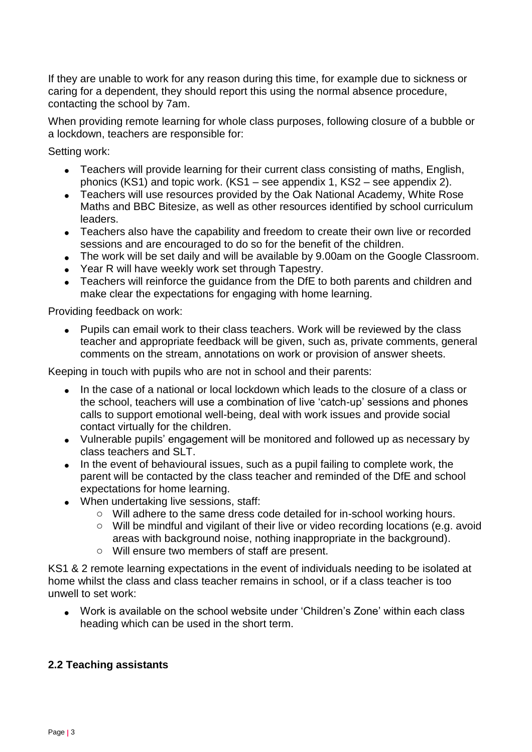If they are unable to work for any reason during this time, for example due to sickness or caring for a dependent, they should report this using the normal absence procedure, contacting the school by 7am.

When providing remote learning for whole class purposes, following closure of a bubble or a lockdown, teachers are responsible for:

Setting work:

- Teachers will provide learning for their current class consisting of maths, English, phonics (KS1) and topic work. (KS1 – see appendix 1, KS2 – see appendix 2).
- Teachers will use resources provided by the Oak National Academy, White Rose Maths and BBC Bitesize, as well as other resources identified by school curriculum leaders.
- Teachers also have the capability and freedom to create their own live or recorded sessions and are encouraged to do so for the benefit of the children.
- The work will be set daily and will be available by 9.00am on the Google Classroom.
- Year R will have weekly work set through Tapestry.
- Teachers will reinforce the guidance from the DfE to both parents and children and make clear the expectations for engaging with home learning.

Providing feedback on work:

- Pupils can email work to their class teachers. Work will be reviewed by the class teacher and appropriate feedback will be given, such as, private comments, general comments on the stream, annotations on work or provision of answer sheets.

Keeping in touch with pupils who are not in school and their parents:

- In the case of a national or local lockdown which leads to the closure of a class or the school, teachers will use a combination of live 'catch-up' sessions and phones calls to support emotional well-being, deal with work issues and provide social contact virtually for the children.
- Vulnerable pupils' engagement will be monitored and followed up as necessary by class teachers and SLT.
- In the event of behavioural issues, such as a pupil failing to complete work, the parent will be contacted by the class teacher and reminded of the DfE and school expectations for home learning.
- When undertaking live sessions, staff:
  - Will adhere to the same dress code detailed for in-school working hours.
  - Will be mindful and vigilant of their live or video recording locations (e.g. avoid areas with background noise, nothing inappropriate in the background).
  - Will ensure two members of staff are present.

KS1 & 2 remote learning expectations in the event of individuals needing to be isolated at home whilst the class and class teacher remains in school, or if a class teacher is too unwell to set work:

- Work is available on the school website under 'Children's Zone' within each class heading which can be used in the short term.

### 2.2 Teaching assistants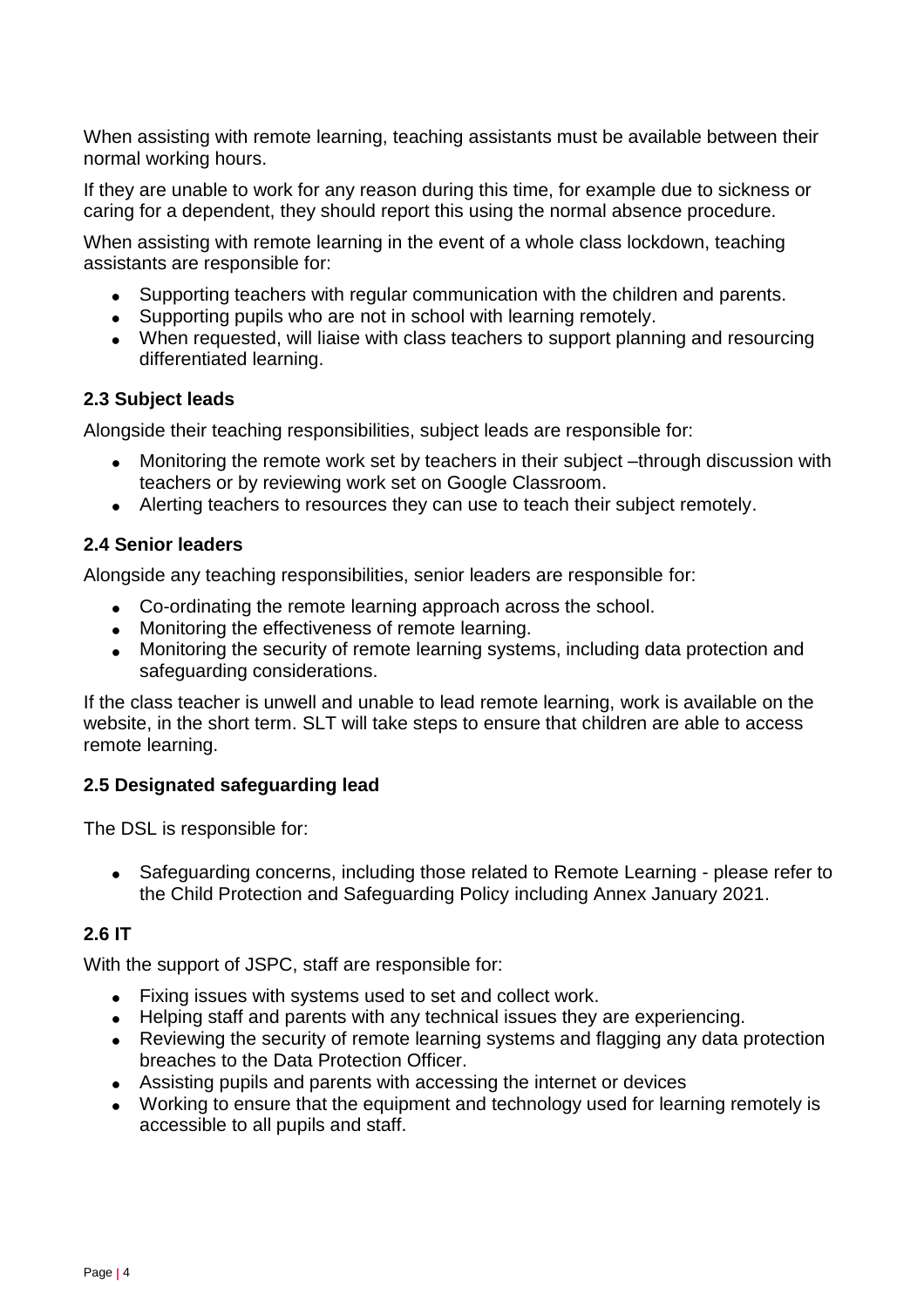When assisting with remote learning, teaching assistants must be available between their normal working hours.

If they are unable to work for any reason during this time, for example due to sickness or caring for a dependent, they should report this using the normal absence procedure.

When assisting with remote learning in the event of a whole class lockdown, teaching assistants are responsible for:

- Supporting teachers with regular communication with the children and parents.
- Supporting pupils who are not in school with learning remotely.
- When requested, will liaise with class teachers to support planning and resourcing differentiated learning.

### 2.3 Subject leads

Alongside their teaching responsibilities, subject leads are responsible for:

- Monitoring the remote work set by teachers in their subject –through discussion with teachers or by reviewing work set on Google Classroom.
- Alerting teachers to resources they can use to teach their subject remotely.

### 2.4 Senior leaders

Alongside any teaching responsibilities, senior leaders are responsible for:

- Co-ordinating the remote learning approach across the school.
- Monitoring the effectiveness of remote learning.
- Monitoring the security of remote learning systems, including data protection and safeguarding considerations.

If the class teacher is unwell and unable to lead remote learning, work is available on the website, in the short term. SLT will take steps to ensure that children are able to access remote learning.

### 2.5 Designated safeguarding lead

The DSL is responsible for:

- Safeguarding concerns, including those related to Remote Learning - please refer to the Child Protection and Safeguarding Policy including Annex January 2021.

### 2.6 IT

With the support of JSPC, staff are responsible for:

- Fixing issues with systems used to set and collect work.
- Helping staff and parents with any technical issues they are experiencing.
- Reviewing the security of remote learning systems and flagging any data protection breaches to the Data Protection Officer.
- Assisting pupils and parents with accessing the internet or devices
- Working to ensure that the equipment and technology used for learning remotely is accessible to all pupils and staff.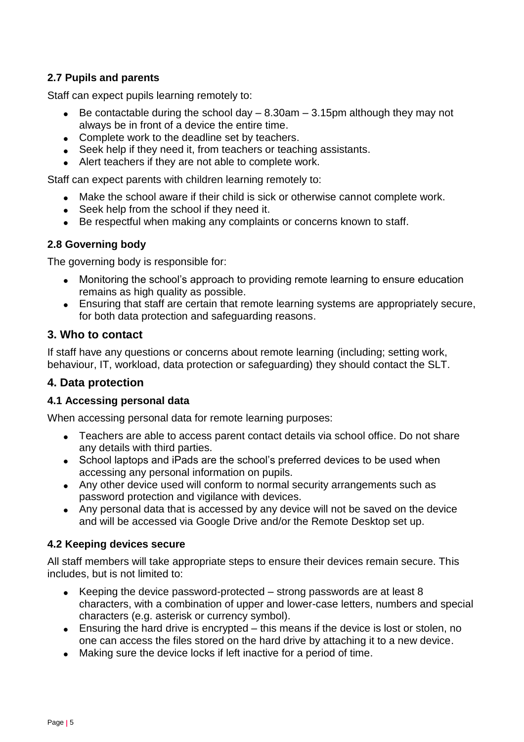### 2.7 Pupils and parents

Staff can expect pupils learning remotely to:

- Be contactable during the school day – 8.30am – 3.15pm although they may not always be in front of a device the entire time.
- Complete work to the deadline set by teachers.
- Seek help if they need it, from teachers or teaching assistants.
- Alert teachers if they are not able to complete work.

Staff can expect parents with children learning remotely to:

- Make the school aware if their child is sick or otherwise cannot complete work.
- Seek help from the school if they need it.
- Be respectful when making any complaints or concerns known to staff.

### 2.8 Governing body

The governing body is responsible for:

- Monitoring the school's approach to providing remote learning to ensure education remains as high quality as possible.
- Ensuring that staff are certain that remote learning systems are appropriately secure, for both data protection and safeguarding reasons.

## 3. Who to contact

If staff have any questions or concerns about remote learning (including; setting work, behaviour, IT, workload, data protection or safeguarding) they should contact the SLT.

## 4. Data protection

### 4.1 Accessing personal data

When accessing personal data for remote learning purposes:

- Teachers are able to access parent contact details via school office. Do not share any details with third parties.
- School laptops and iPads are the school's preferred devices to be used when accessing any personal information on pupils.
- Any other device used will conform to normal security arrangements such as password protection and vigilance with devices.
- Any personal data that is accessed by any device will not be saved on the device and will be accessed via Google Drive and/or the Remote Desktop set up.

### 4.2 Keeping devices secure

All staff members will take appropriate steps to ensure their devices remain secure. This includes, but is not limited to:

- Keeping the device password-protected – strong passwords are at least 8 characters, with a combination of upper and lower-case letters, numbers and special characters (e.g. asterisk or currency symbol).
- Ensuring the hard drive is encrypted – this means if the device is lost or stolen, no one can access the files stored on the hard drive by attaching it to a new device.
- Making sure the device locks if left inactive for a period of time.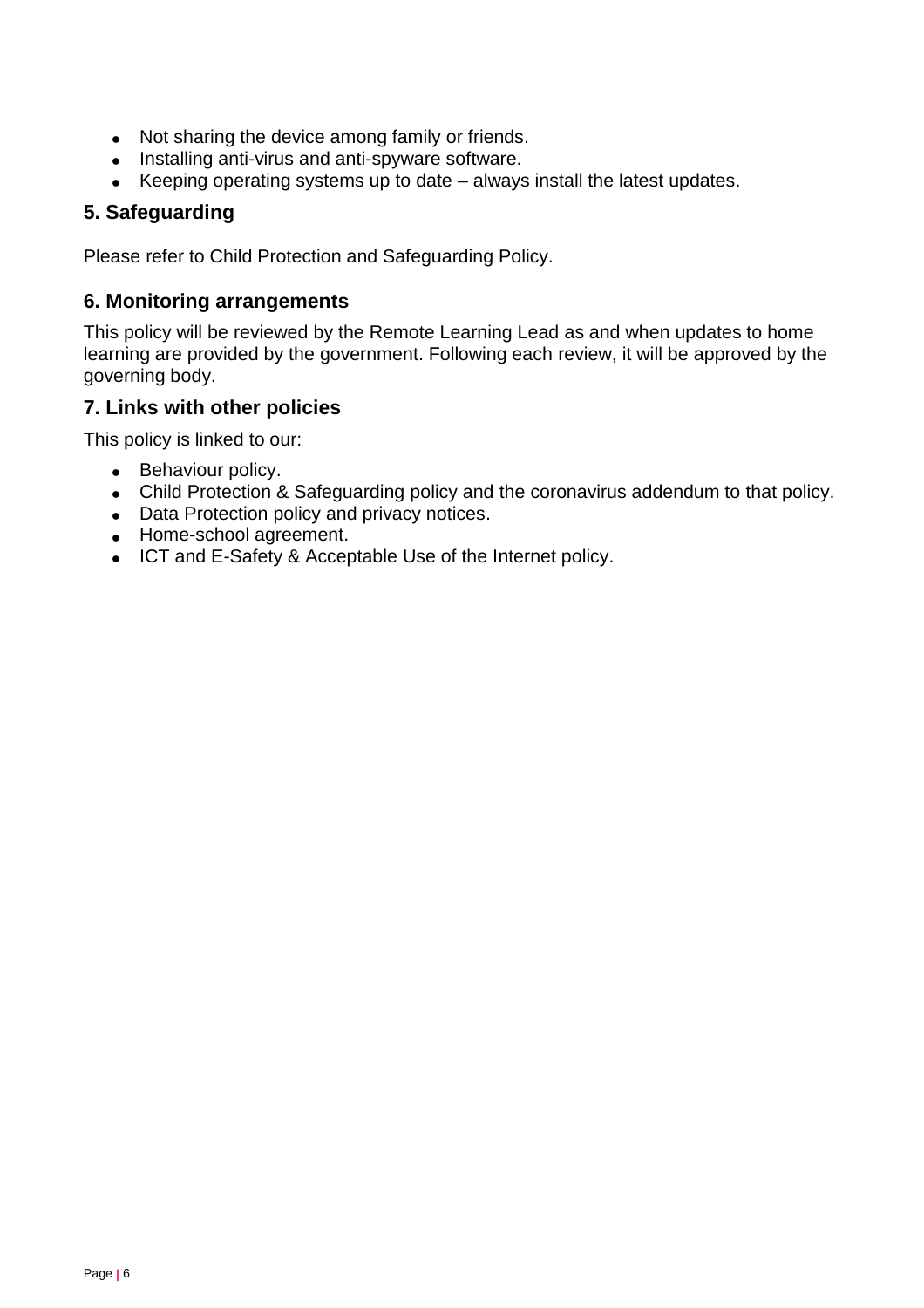- Not sharing the device among family or friends.
- Installing anti-virus and anti-spyware software.
- Keeping operating systems up to date – always install the latest updates.

## 5. Safeguarding

Please refer to Child Protection and Safeguarding Policy.

## 6. Monitoring arrangements

This policy will be reviewed by the Remote Learning Lead as and when updates to home learning are provided by the government. Following each review, it will be approved by the governing body.

## 7. Links with other policies

This policy is linked to our:

- Behaviour policy.
- Child Protection & Safeguarding policy and the coronavirus addendum to that policy.
- Data Protection policy and privacy notices.
- Home-school agreement.
- ICT and E-Safety & Acceptable Use of the Internet policy.